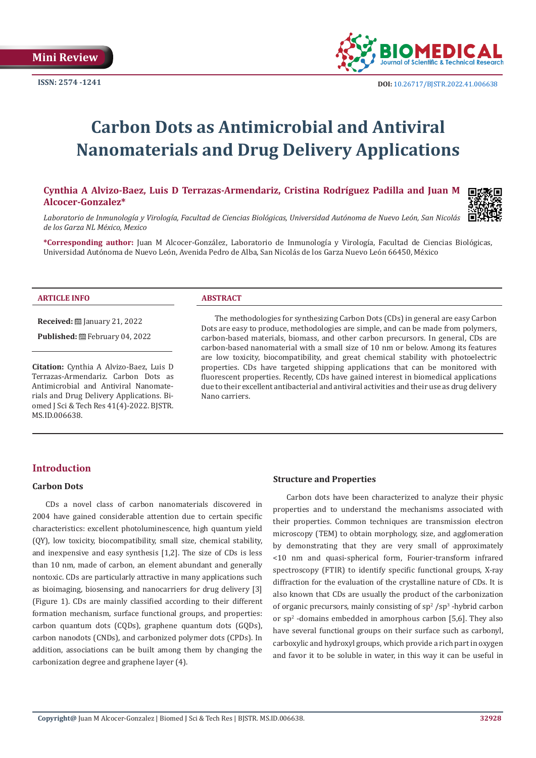Mini Review

ISSN: 2574 -1241

DOI: 10.26717/BJSTR.2022.41.006638

# Carbon Dots as Antimicrobial and Antiviral Nanomaterials and Drug Delivery Applications

**Cynthia A Alvizo-Baez, Luis D Terrazas-Armendariz, Cristina Rodríguez Padilla and Juan M Alcocer-Gonzalez***

*Laboratorio de Inmunología y Virología, Facultad de Ciencias Biológicas, Universidad Autónoma de Nuevo León, San Nicolás de los Garza NL México, Mexico*

***Corresponding author:** Juan M Alcocer-González, Laboratorio de Inmunología y Virología, Facultad de Ciencias Biológicas, Universidad Autónoma de Nuevo León, Avenida Pedro de Alba, San Nicolás de los Garza Nuevo León 66450, México

### ARTICLE INFO

**Received:** January 21, 2022

**Published:** February 04, 2022

**Citation:** Cynthia A Alvizo-Baez, Luis D Terrazas-Armendariz. Carbon Dots as Antimicrobial and Antiviral Nanomaterials and Drug Delivery Applications. Biomed J Sci & Tech Res 41(4)-2022. BJSTR. MS.ID.006638.

### ABSTRACT

The methodologies for synthesizing Carbon Dots (CDs) in general are easy Carbon Dots are easy to produce, methodologies are simple, and can be made from polymers, carbon-based materials, biomass, and other carbon precursors. In general, CDs are carbon-based nanomaterial with a small size of 10 nm or below. Among its features are low toxicity, biocompatibility, and great chemical stability with photoelectric properties. CDs have targeted shipping applications that can be monitored with fluorescent properties. Recently, CDs have gained interest in biomedical applications due to their excellent antibacterial and antiviral activities and their use as drug delivery Nano carriers.

## Introduction

### Carbon Dots

CDs a novel class of carbon nanomaterials discovered in 2004 have gained considerable attention due to certain specific characteristics: excellent photoluminescence, high quantum yield (QY), low toxicity, biocompatibility, small size, chemical stability, and inexpensive and easy synthesis [1,2]. The size of CDs is less than 10 nm, made of carbon, an element abundant and generally nontoxic. CDs are particularly attractive in many applications such as bioimaging, biosensing, and nanocarriers for drug delivery [3] (Figure 1). CDs are mainly classified according to their different formation mechanism, surface functional groups, and properties: carbon quantum dots (CQDs), graphene quantum dots (GQDs), carbon nanodots (CNDs), and carbonized polymer dots (CPDs). In addition, associations can be built among them by changing the carbonization degree and graphene layer (4).

### Structure and Properties

Carbon dots have been characterized to analyze their physic properties and to understand the mechanisms associated with their properties. Common techniques are transmission electron microscopy (TEM) to obtain morphology, size, and agglomeration by demonstrating that they are very small of approximately <10 nm and quasi-spherical form, Fourier-transform infrared spectroscopy (FTIR) to identify specific functional groups, X-ray diffraction for the evaluation of the crystalline nature of CDs. It is also known that CDs are usually the product of the carbonization of organic precursors, mainly consisting of $sp^2$ /$sp^3$ -hybrid carbon or $sp^2$ -domains embedded in amorphous carbon [5,6]. They also have several functional groups on their surface such as carbonyl, carboxylic and hydroxyl groups, which provide a rich part in oxygen and favor it to be soluble in water, in this way it can be useful in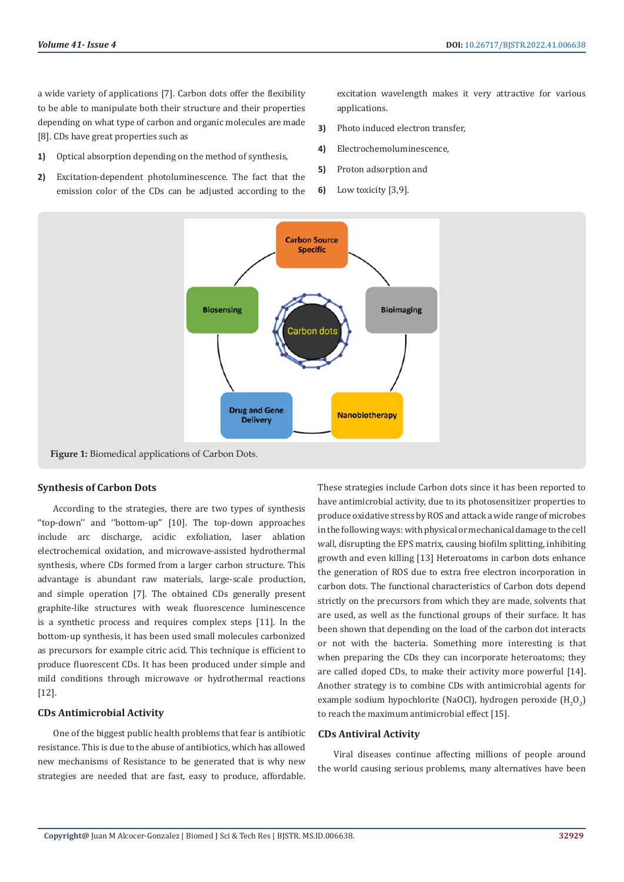a wide variety of applications [7]. Carbon dots offer the flexibility to be able to manipulate both their structure and their properties depending on what type of carbon and organic molecules are made [8]. CDs have great properties such as

1) Optical absorption depending on the method of synthesis,
2) Excitation-dependent photoluminescence. The fact that the emission color of the CDs can be adjusted according to the excitation wavelength makes it very attractive for various applications.
3) Photo induced electron transfer,
4) Electrochemoluminescence,
5) Proton adsorption and
6) Low toxicity [3,9].

**Figure 1:** Biomedical applications of Carbon Dots.

## Synthesis of Carbon Dots

According to the strategies, there are two types of synthesis "top-down'' and ''bottom-up" [10]. The top-down approaches include arc discharge, acidic exfoliation, laser ablation electrochemical oxidation, and microwave-assisted hydrothermal synthesis, where CDs formed from a larger carbon structure. This advantage is abundant raw materials, large-scale production, and simple operation [7]. The obtained CDs generally present graphite-like structures with weak fluorescence luminescence is a synthetic process and requires complex steps [11]. In the bottom-up synthesis, it has been used small molecules carbonized as precursors for example citric acid. This technique is efficient to produce fluorescent CDs. It has been produced under simple and mild conditions through microwave or hydrothermal reactions [12].

## CDs Antimicrobial Activity

One of the biggest public health problems that fear is antibiotic resistance. This is due to the abuse of antibiotics, which has allowed new mechanisms of Resistance to be generated that is why new strategies are needed that are fast, easy to produce, affordable. These strategies include Carbon dots since it has been reported to have antimicrobial activity, due to its photosensitizer properties to produce oxidative stress by ROS and attack a wide range of microbes in the following ways: with physical or mechanical damage to the cell wall, disrupting the EPS matrix, causing biofilm splitting, inhibiting growth and even killing [13] Heteroatoms in carbon dots enhance the generation of ROS due to extra free electron incorporation in carbon dots. The functional characteristics of Carbon dots depend strictly on the precursors from which they are made, solvents that are used, as well as the functional groups of their surface. It has been shown that depending on the load of the carbon dot interacts or not with the bacteria. Something more interesting is that when preparing the CDs they can incorporate heteroatoms; they are called doped CDs, to make their activity more powerful [14]. Another strategy is to combine CDs with antimicrobial agents for example sodium hypochlorite (NaOCl), hydrogen peroxide ($H_2O_2$) to reach the maximum antimicrobial effect [15].

## CDs Antiviral Activity

Viral diseases continue affecting millions of people around the world causing serious problems, many alternatives have been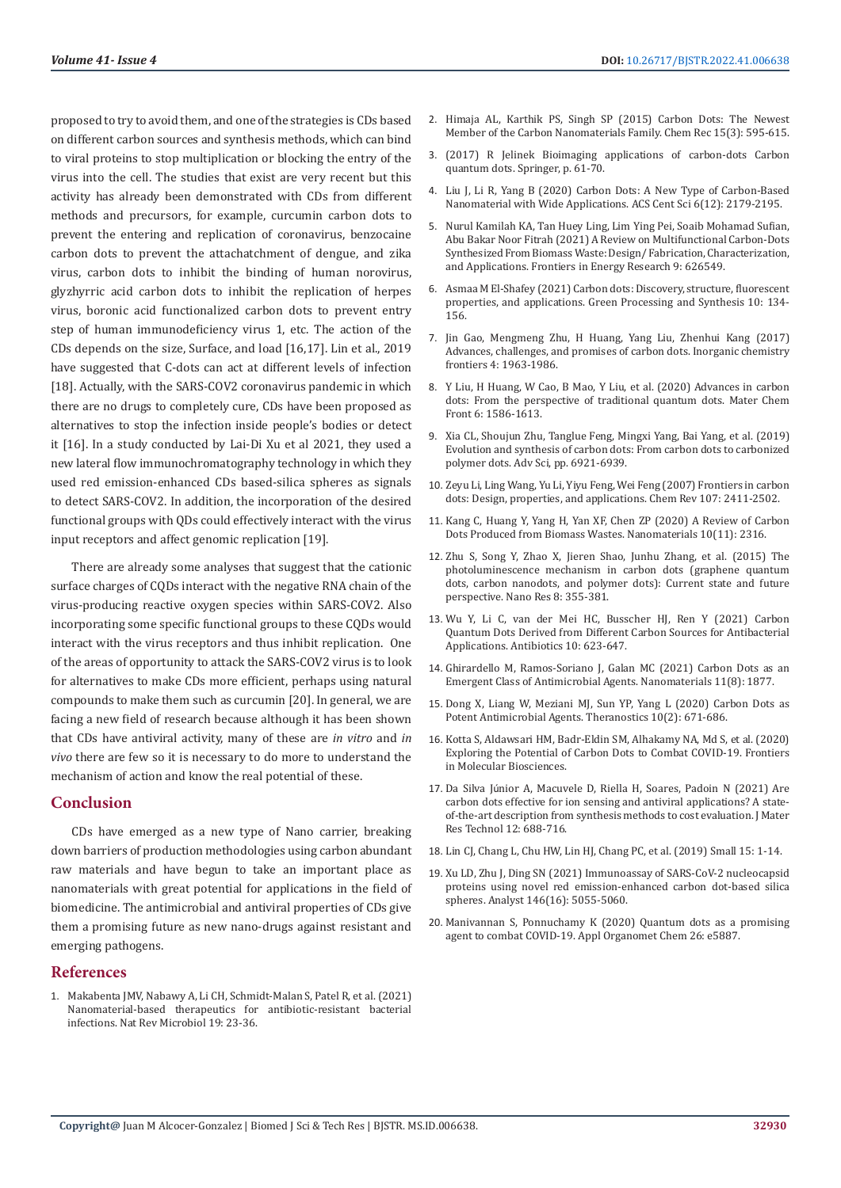proposed to try to avoid them, and one of the strategies is CDs based on different carbon sources and synthesis methods, which can bind to viral proteins to stop multiplication or blocking the entry of the virus into the cell. The studies that exist are very recent but this activity has already been demonstrated with CDs from different methods and precursors, for example, curcumin carbon dots to prevent the entering and replication of coronavirus, benzocaine carbon dots to prevent the attachatchment of dengue, and zika virus, carbon dots to inhibit the binding of human norovirus, glyzhyrric acid carbon dots to inhibit the replication of herpes virus, boronic acid functionalized carbon dots to prevent entry step of human immunodeficiency virus 1, etc. The action of the CDs depends on the size, Surface, and load [16,17]. Lin et al., 2019 have suggested that C-dots can act at different levels of infection [18]. Actually, with the SARS-COV2 coronavirus pandemic in which there are no drugs to completely cure, CDs have been proposed as alternatives to stop the infection inside people's bodies or detect it [16]. In a study conducted by Lai-Di Xu et al 2021, they used a new lateral flow immunochromatography technology in which they used red emission-enhanced CDs based-silica spheres as signals to detect SARS-COV2. In addition, the incorporation of the desired functional groups with QDs could effectively interact with the virus input receptors and affect genomic replication [19].

There are already some analyses that suggest that the cationic surface charges of CQDs interact with the negative RNA chain of the virus-producing reactive oxygen species within SARS-COV2. Also incorporating some specific functional groups to these CQDs would interact with the virus receptors and thus inhibit replication. One of the areas of opportunity to attack the SARS-COV2 virus is to look for alternatives to make CDs more efficient, perhaps using natural compounds to make them such as curcumin [20]. In general, we are facing a new field of research because although it has been shown that CDs have antiviral activity, many of these are *in vitro* and *in vivo* there are few so it is necessary to do more to understand the mechanism of action and know the real potential of these.

## Conclusion

CDs have emerged as a new type of Nano carrier, breaking down barriers of production methodologies using carbon abundant raw materials and have begun to take an important place as nanomaterials with great potential for applications in the field of biomedicine. The antimicrobial and antiviral properties of CDs give them a promising future as new nano-drugs against resistant and emerging pathogens.

## References

1. Makabenta JMV, Nabawy A, Li CH, Schmidt-Malan S, Patel R, et al. (2021) Nanomaterial-based therapeutics for antibiotic-resistant bacterial infections. Nat Rev Microbiol 19: 23-36.
2. Himaja AL, Karthik PS, Singh SP (2015) Carbon Dots: The Newest Member of the Carbon Nanomaterials Family. Chem Rec 15(3): 595-615.
3. (2017) R Jelinek Bioimaging applications of carbon-dots Carbon quantum dots. Springer, p. 61-70.
4. Liu J, Li R, Yang B (2020) Carbon Dots: A New Type of Carbon-Based Nanomaterial with Wide Applications. ACS Cent Sci 6(12): 2179-2195.
5. Nurul Kamilah KA, Tan Huey Ling, Lim Ying Pei, Soaib Mohamad Sufian, Abu Bakar Noor Fitrah (2021) A Review on Multifunctional Carbon-Dots Synthesized From Biomass Waste: Design/ Fabrication, Characterization, and Applications. Frontiers in Energy Research 9: 626549.
6. Asmaa M El-Shafey (2021) Carbon dots: Discovery, structure, fluorescent properties, and applications. Green Processing and Synthesis 10: 134-156.
7. Jin Gao, Mengmeng Zhu, H Huang, Yang Liu, Zhenhui Kang (2017) Advances, challenges, and promises of carbon dots. Inorganic chemistry frontiers 4: 1963-1986.
8. Y Liu, H Huang, W Cao, B Mao, Y Liu, et al. (2020) Advances in carbon dots: From the perspective of traditional quantum dots. Mater Chem Front 6: 1586-1613.
9. Xia CL, Shoujun Zhu, Tanglue Feng, Mingxi Yang, Bai Yang, et al. (2019) Evolution and synthesis of carbon dots: From carbon dots to carbonized polymer dots. Adv Sci, pp. 6921-6939.
10. Zeyu Li, Ling Wang, Yu Li, Yiyu Feng, Wei Feng (2007) Frontiers in carbon dots: Design, properties, and applications. Chem Rev 107: 2411-2502.
11. Kang C, Huang Y, Yang H, Yan XF, Chen ZP (2020) A Review of Carbon Dots Produced from Biomass Wastes. Nanomaterials 10(11): 2316.
12. Zhu S, Song Y, Zhao X, Jieren Shao, Junhu Zhang, et al. (2015) The photoluminescence mechanism in carbon dots (graphene quantum dots, carbon nanodots, and polymer dots): Current state and future perspective. Nano Res 8: 355-381.
13. Wu Y, Li C, van der Mei HC, Busscher HJ, Ren Y (2021) Carbon Quantum Dots Derived from Different Carbon Sources for Antibacterial Applications. Antibiotics 10: 623-647.
14. Ghirardello M, Ramos-Soriano J, Galan MC (2021) Carbon Dots as an Emergent Class of Antimicrobial Agents. Nanomaterials 11(8): 1877.
15. Dong X, Liang W, Meziani MJ, Sun YP, Yang L (2020) Carbon Dots as Potent Antimicrobial Agents. Theranostics 10(2): 671-686.
16. Kotta S, Aldawsari HM, Badr-Eldin SM, Alhakamy NA, Md S, et al. (2020) Exploring the Potential of Carbon Dots to Combat COVID-19. Frontiers in Molecular Biosciences.
17. Da Silva Júnior A, Macuvele D, Riella H, Soares, Padoin N (2021) Are carbon dots effective for ion sensing and antiviral applications? A state-of-the-art description from synthesis methods to cost evaluation. J Mater Res Technol 12: 688-716.
18. Lin CJ, Chang L, Chu HW, Lin HJ, Chang PC, et al. (2019) Small 15: 1-14.
19. Xu LD, Zhu J, Ding SN (2021) Immunoassay of SARS-CoV-2 nucleocapsid proteins using novel red emission-enhanced carbon dot-based silica spheres. Analyst 146(16): 5055-5060.
20. Manivannan S, Ponnuchamy K (2020) Quantum dots as a promising agent to combat COVID-19. Appl Organomet Chem 26: e5887.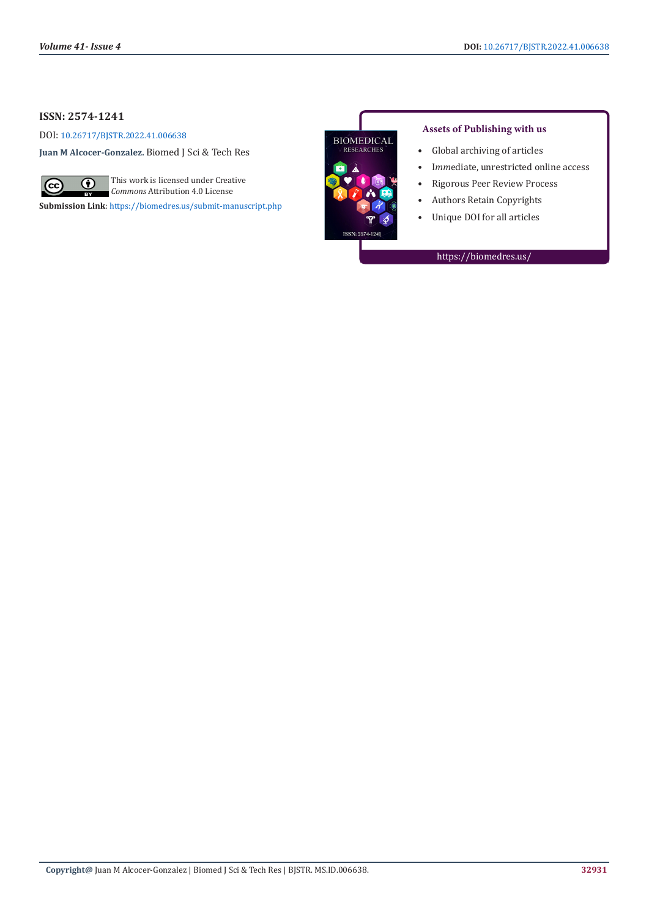**ISSN: 2574-1241**

DOI: 10.26717/BJSTR.2022.41.006638

**Juan M Alcocer-Gonzalez.** Biomed J Sci & Tech Res

This work is licensed under Creative *Commons* Attribution 4.0 License

**Submission Link**: https://biomedres.us/submit-manuscript.php

### Assets of Publishing with us

- Global archiving of articles
- Immediate, unrestricted online access
- Rigorous Peer Review Process
- Authors Retain Copyrights
- Unique DOI for all articles

https://biomedres.us/